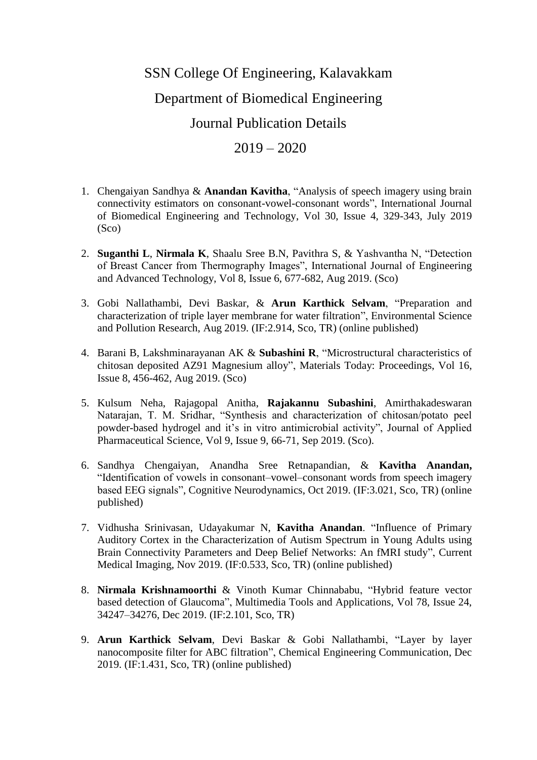# SSN College Of Engineering, Kalavakkam

## Department of Biomedical Engineering

## Journal Publication Details

## 2019 – 2020

1. Chengaiyan Sandhya & **Anandan Kavitha**, "Analysis of speech imagery using brain connectivity estimators on consonant-vowel-consonant words", International Journal of Biomedical Engineering and Technology, Vol 30, Issue 4, 329-343, July 2019 (Sco)

2. **Suganthi L**, **Nirmala K**, Shaalu Sree B.N, Pavithra S, & Yashvantha N, "Detection of Breast Cancer from Thermography Images", International Journal of Engineering and Advanced Technology, Vol 8, Issue 6, 677-682, Aug 2019. (Sco)

3. Gobi Nallathambi, Devi Baskar, & **Arun Karthick Selvam**, "Preparation and characterization of triple layer membrane for water filtration", Environmental Science and Pollution Research, Aug 2019. (IF:2.914, Sco, TR) (online published)

4. Barani B, Lakshminarayanan AK & **Subashini R**, "Microstructural characteristics of chitosan deposited AZ91 Magnesium alloy", Materials Today: Proceedings, Vol 16, Issue 8, 456-462, Aug 2019. (Sco)

5. Kulsum Neha, Rajagopal Anitha, **Rajakannu Subashini**, Amirthakadeswaran Natarajan, T. M. Sridhar, "Synthesis and characterization of chitosan/potato peel powder-based hydrogel and it's in vitro antimicrobial activity", Journal of Applied Pharmaceutical Science, Vol 9, Issue 9, 66-71, Sep 2019. (Sco).

6. Sandhya Chengaiyan, Anandha Sree Retnapandian, & **Kavitha Anandan,** "Identification of vowels in consonant–vowel–consonant words from speech imagery based EEG signals", Cognitive Neurodynamics, Oct 2019. (IF:3.021, Sco, TR) (online published)

7. Vidhusha Srinivasan, Udayakumar N, **Kavitha Anandan**. "Influence of Primary Auditory Cortex in the Characterization of Autism Spectrum in Young Adults using Brain Connectivity Parameters and Deep Belief Networks: An fMRI study", Current Medical Imaging, Nov 2019. (IF:0.533, Sco, TR) (online published)

8. **Nirmala Krishnamoorthi** & Vinoth Kumar Chinnababu, "Hybrid feature vector based detection of Glaucoma", Multimedia Tools and Applications, Vol 78, Issue 24, 34247–34276, Dec 2019. (IF:2.101, Sco, TR)

9. **Arun Karthick Selvam**, Devi Baskar & Gobi Nallathambi, "Layer by layer nanocomposite filter for ABC filtration", Chemical Engineering Communication, Dec 2019. (IF:1.431, Sco, TR) (online published)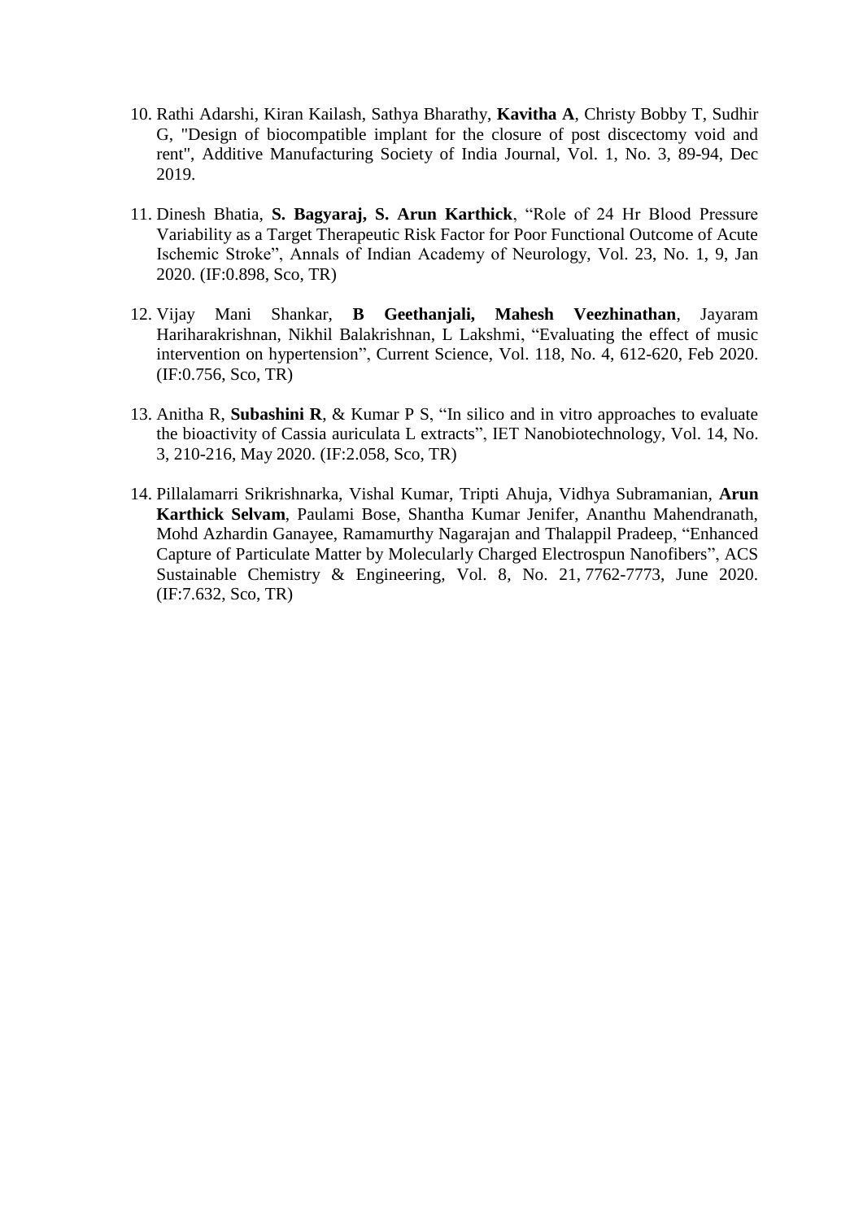10. Rathi Adarshi, Kiran Kailash, Sathya Bharathy, **Kavitha A**, Christy Bobby T, Sudhir G, "Design of biocompatible implant for the closure of post discectomy void and rent", Additive Manufacturing Society of India Journal, Vol. 1, No. 3, 89-94, Dec 2019.

11. Dinesh Bhatia, **S. Bagyaraj, S. Arun Karthick**, "Role of 24 Hr Blood Pressure Variability as a Target Therapeutic Risk Factor for Poor Functional Outcome of Acute Ischemic Stroke", Annals of Indian Academy of Neurology, Vol. 23, No. 1, 9, Jan 2020. (IF:0.898, Sco, TR)

12. Vijay Mani Shankar, **B Geethanjali, Mahesh Veezhinathan**, Jayaram Hariharakrishnan, Nikhil Balakrishnan, L Lakshmi, "Evaluating the effect of music intervention on hypertension", Current Science, Vol. 118, No. 4, 612-620, Feb 2020. (IF:0.756, Sco, TR)

13. Anitha R, **Subashini R**, & Kumar P S, "In silico and in vitro approaches to evaluate the bioactivity of Cassia auriculata L extracts", IET Nanobiotechnology, Vol. 14, No. 3, 210-216, May 2020. (IF:2.058, Sco, TR)

14. Pillalamarri Srikrishnarka, Vishal Kumar, Tripti Ahuja, Vidhya Subramanian, **Arun Karthick Selvam**, Paulami Bose, Shantha Kumar Jenifer, Ananthu Mahendranath, Mohd Azhardin Ganayee, Ramamurthy Nagarajan and Thalappil Pradeep, "Enhanced Capture of Particulate Matter by Molecularly Charged Electrospun Nanofibers", ACS Sustainable Chemistry & Engineering, Vol. 8, No. 21, 7762-7773, June 2020. (IF:7.632, Sco, TR)